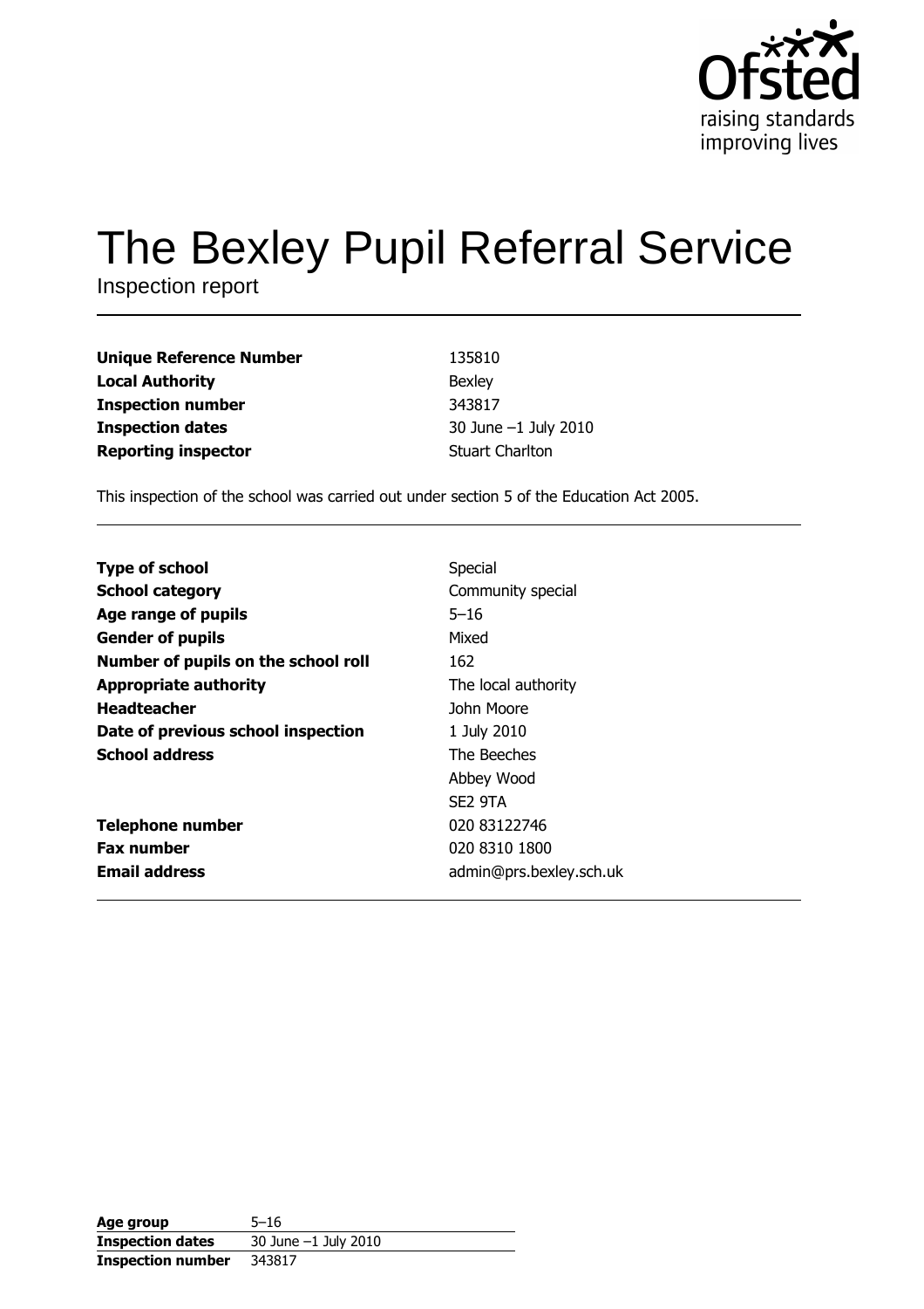Ofsted
raising standards
improving lives

# The Bexley Pupil Referral Service

Inspection report

| | |
|---|---|
| **Unique Reference Number** | 135810 |
| **Local Authority** | Bexley |
| **Inspection number** | 343817 |
| **Inspection dates** | 30 June –1 July 2010 |
| **Reporting inspector** | Stuart Charlton |

This inspection of the school was carried out under section 5 of the Education Act 2005.

| | |
|---|---|
| **Type of school** | Special |
| **School category** | Community special |
| **Age range of pupils** | 5–16 |
| **Gender of pupils** | Mixed |
| **Number of pupils on the school roll** | 162 |
| **Appropriate authority** | The local authority |
| **Headteacher** | John Moore |
| **Date of previous school inspection** | 1 July 2010 |
| **School address** | The Beeches<br>Abbey Wood<br>SE2 9TA |
| **Telephone number** | 020 83122746 |
| **Fax number** | 020 8310 1800 |
| **Email address** | admin@prs.bexley.sch.uk |

| | |
|---|---|
| **Age group** | 5–16 |
| **Inspection dates** | 30 June –1 July 2010 |
| **Inspection number** | 343817 |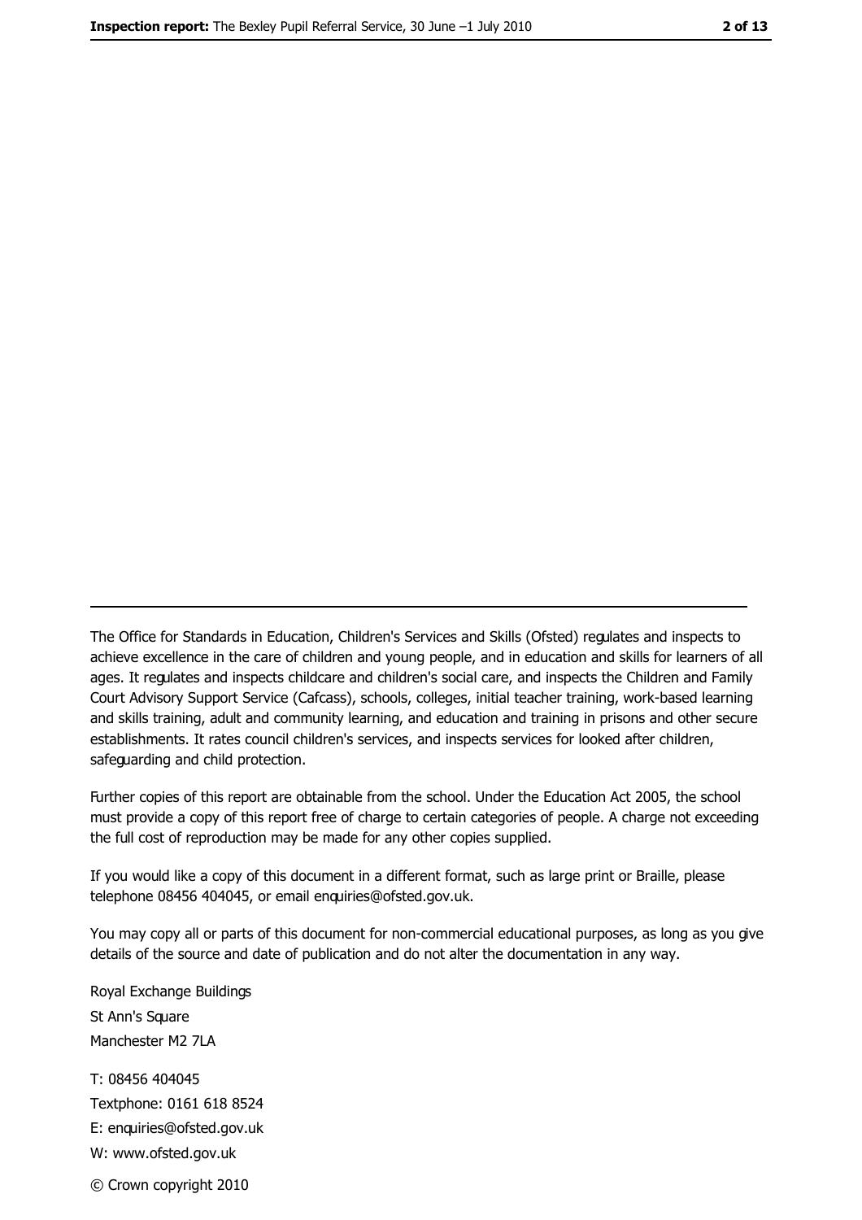The Office for Standards in Education, Children's Services and Skills (Ofsted) regulates and inspects to achieve excellence in the care of children and young people, and in education and skills for learners of all ages. It regulates and inspects childcare and children's social care, and inspects the Children and Family Court Advisory Support Service (Cafcass), schools, colleges, initial teacher training, work-based learning and skills training, adult and community learning, and education and training in prisons and other secure establishments. It rates council children's services, and inspects services for looked after children, safeguarding and child protection.

Further copies of this report are obtainable from the school. Under the Education Act 2005, the school must provide a copy of this report free of charge to certain categories of people. A charge not exceeding the full cost of reproduction may be made for any other copies supplied.

If you would like a copy of this document in a different format, such as large print or Braille, please telephone 08456 404045, or email enquiries@ofsted.gov.uk.

You may copy all or parts of this document for non-commercial educational purposes, as long as you give details of the source and date of publication and do not alter the documentation in any way.

Royal Exchange Buildings
St Ann's Square
Manchester M2 7LA

T: 08456 404045
Textphone: 0161 618 8524
E: enquiries@ofsted.gov.uk
W: www.ofsted.gov.uk

© Crown copyright 2010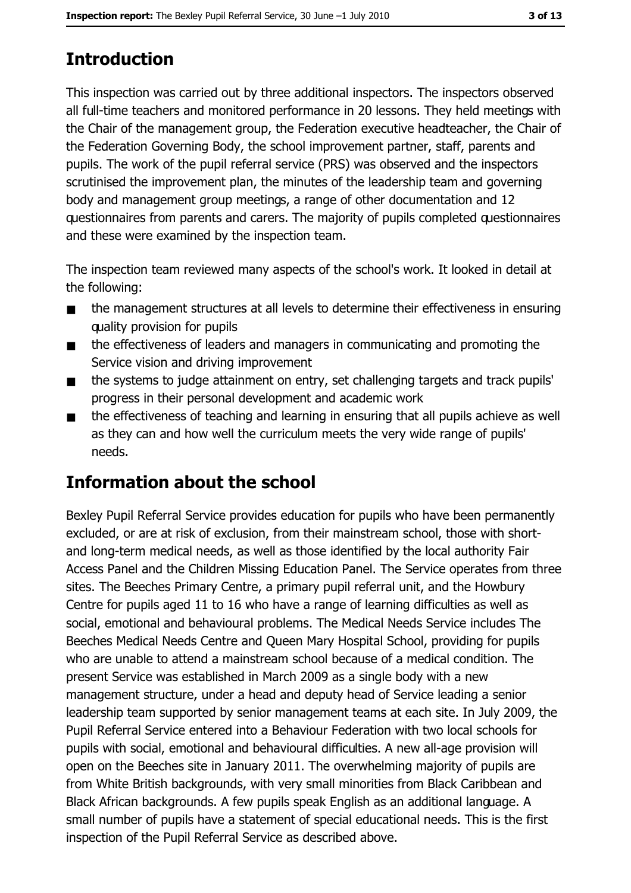## Introduction

This inspection was carried out by three additional inspectors. The inspectors observed all full-time teachers and monitored performance in 20 lessons. They held meetings with the Chair of the management group, the Federation executive headteacher, the Chair of the Federation Governing Body, the school improvement partner, staff, parents and pupils. The work of the pupil referral service (PRS) was observed and the inspectors scrutinised the improvement plan, the minutes of the leadership team and governing body and management group meetings, a range of other documentation and 12 questionnaires from parents and carers. The majority of pupils completed questionnaires and these were examined by the inspection team.

The inspection team reviewed many aspects of the school's work. It looked in detail at the following:

- the management structures at all levels to determine their effectiveness in ensuring quality provision for pupils
- the effectiveness of leaders and managers in communicating and promoting the Service vision and driving improvement
- the systems to judge attainment on entry, set challenging targets and track pupils' progress in their personal development and academic work
- the effectiveness of teaching and learning in ensuring that all pupils achieve as well as they can and how well the curriculum meets the very wide range of pupils' needs.

## Information about the school

Bexley Pupil Referral Service provides education for pupils who have been permanently excluded, or are at risk of exclusion, from their mainstream school, those with short- and long-term medical needs, as well as those identified by the local authority Fair Access Panel and the Children Missing Education Panel. The Service operates from three sites. The Beeches Primary Centre, a primary pupil referral unit, and the Howbury Centre for pupils aged 11 to 16 who have a range of learning difficulties as well as social, emotional and behavioural problems. The Medical Needs Service includes The Beeches Medical Needs Centre and Queen Mary Hospital School, providing for pupils who are unable to attend a mainstream school because of a medical condition. The present Service was established in March 2009 as a single body with a new management structure, under a head and deputy head of Service leading a senior leadership team supported by senior management teams at each site. In July 2009, the Pupil Referral Service entered into a Behaviour Federation with two local schools for pupils with social, emotional and behavioural difficulties. A new all-age provision will open on the Beeches site in January 2011. The overwhelming majority of pupils are from White British backgrounds, with very small minorities from Black Caribbean and Black African backgrounds. A few pupils speak English as an additional language. A small number of pupils have a statement of special educational needs. This is the first inspection of the Pupil Referral Service as described above.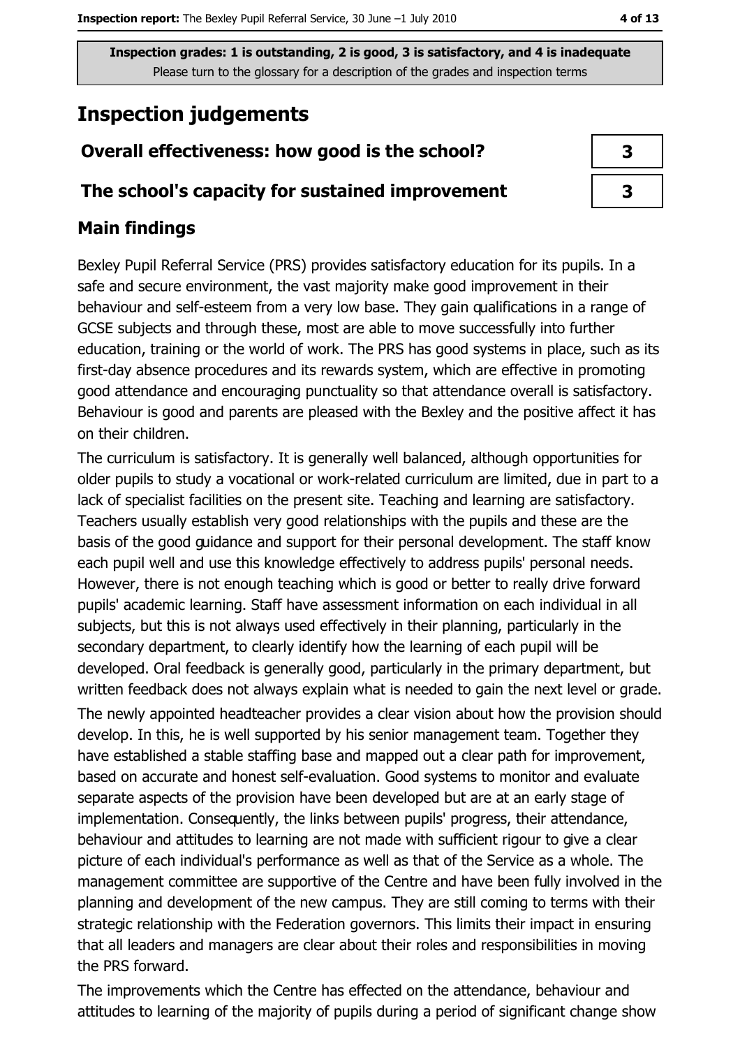Inspection grades: 1 is outstanding, 2 is good, 3 is satisfactory, and 4 is inadequate
Please turn to the glossary for a description of the grades and inspection terms

# Inspection judgements

| | |
|---|---|
| **Overall effectiveness: how good is the school?** | **3** |
| **The school's capacity for sustained improvement** | **3** |

## Main findings

Bexley Pupil Referral Service (PRS) provides satisfactory education for its pupils. In a safe and secure environment, the vast majority make good improvement in their behaviour and self-esteem from a very low base. They gain qualifications in a range of GCSE subjects and through these, most are able to move successfully into further education, training or the world of work. The PRS has good systems in place, such as its first-day absence procedures and its rewards system, which are effective in promoting good attendance and encouraging punctuality so that attendance overall is satisfactory. Behaviour is good and parents are pleased with the Bexley and the positive affect it has on their children.

The curriculum is satisfactory. It is generally well balanced, although opportunities for older pupils to study a vocational or work-related curriculum are limited, due in part to a lack of specialist facilities on the present site. Teaching and learning are satisfactory. Teachers usually establish very good relationships with the pupils and these are the basis of the good guidance and support for their personal development. The staff know each pupil well and use this knowledge effectively to address pupils' personal needs. However, there is not enough teaching which is good or better to really drive forward pupils' academic learning. Staff have assessment information on each individual in all subjects, but this is not always used effectively in their planning, particularly in the secondary department, to clearly identify how the learning of each pupil will be developed. Oral feedback is generally good, particularly in the primary department, but written feedback does not always explain what is needed to gain the next level or grade.

The newly appointed headteacher provides a clear vision about how the provision should develop. In this, he is well supported by his senior management team. Together they have established a stable staffing base and mapped out a clear path for improvement, based on accurate and honest self-evaluation. Good systems to monitor and evaluate separate aspects of the provision have been developed but are at an early stage of implementation. Consequently, the links between pupils' progress, their attendance, behaviour and attitudes to learning are not made with sufficient rigour to give a clear picture of each individual's performance as well as that of the Service as a whole. The management committee are supportive of the Centre and have been fully involved in the planning and development of the new campus. They are still coming to terms with their strategic relationship with the Federation governors. This limits their impact in ensuring that all leaders and managers are clear about their roles and responsibilities in moving the PRS forward.

The improvements which the Centre has effected on the attendance, behaviour and attitudes to learning of the majority of pupils during a period of significant change show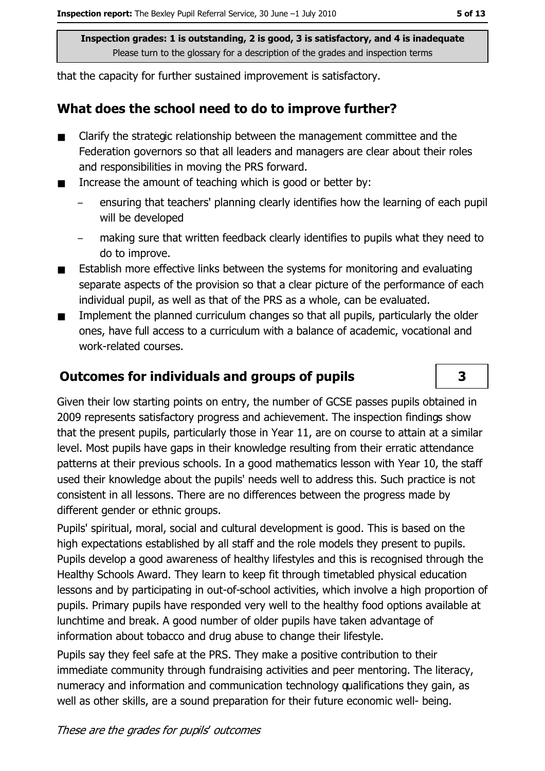that the capacity for further sustained improvement is satisfactory.

## What does the school need to do to improve further?

- Clarify the strategic relationship between the management committee and the Federation governors so that all leaders and managers are clear about their roles and responsibilities in moving the PRS forward.
- Increase the amount of teaching which is good or better by:
  - ensuring that teachers' planning clearly identifies how the learning of each pupil will be developed
  - making sure that written feedback clearly identifies to pupils what they need to do to improve.
- Establish more effective links between the systems for monitoring and evaluating separate aspects of the provision so that a clear picture of the performance of each individual pupil, as well as that of the PRS as a whole, can be evaluated.
- Implement the planned curriculum changes so that all pupils, particularly the older ones, have full access to a curriculum with a balance of academic, vocational and work-related courses.

## Outcomes for individuals and groups of pupils — 3

Given their low starting points on entry, the number of GCSE passes pupils obtained in 2009 represents satisfactory progress and achievement. The inspection findings show that the present pupils, particularly those in Year 11, are on course to attain at a similar level. Most pupils have gaps in their knowledge resulting from their erratic attendance patterns at their previous schools. In a good mathematics lesson with Year 10, the staff used their knowledge about the pupils' needs well to address this. Such practice is not consistent in all lessons. There are no differences between the progress made by different gender or ethnic groups.

Pupils' spiritual, moral, social and cultural development is good. This is based on the high expectations established by all staff and the role models they present to pupils. Pupils develop a good awareness of healthy lifestyles and this is recognised through the Healthy Schools Award. They learn to keep fit through timetabled physical education lessons and by participating in out-of-school activities, which involve a high proportion of pupils. Primary pupils have responded very well to the healthy food options available at lunchtime and break. A good number of older pupils have taken advantage of information about tobacco and drug abuse to change their lifestyle.

Pupils say they feel safe at the PRS. They make a positive contribution to their immediate community through fundraising activities and peer mentoring. The literacy, numeracy and information and communication technology qualifications they gain, as well as other skills, are a sound preparation for their future economic well- being.

*These are the grades for pupils' outcomes*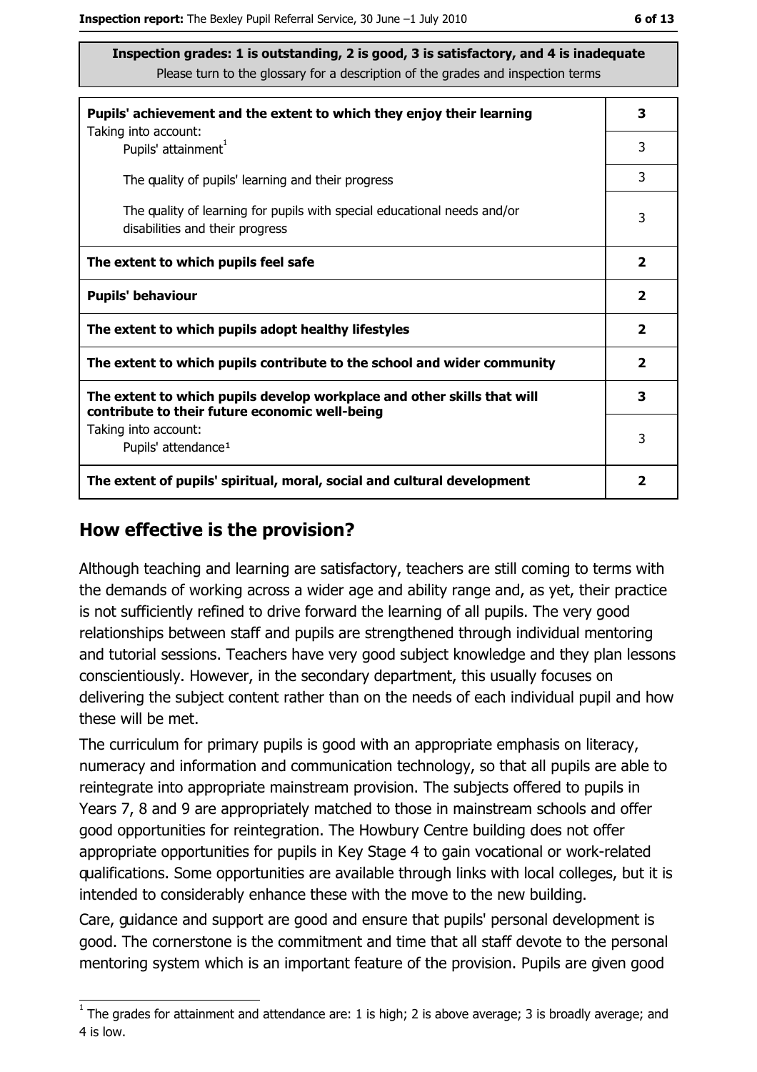**Inspection grades: 1 is outstanding, 2 is good, 3 is satisfactory, and 4 is inadequate**
Please turn to the glossary for a description of the grades and inspection terms

| | |
|---|---|
| **Pupils' achievement and the extent to which they enjoy their learning** | **3** |
| Taking into account: Pupils' attainment[1] | 3 |
| The quality of pupils' learning and their progress | 3 |
| The quality of learning for pupils with special educational needs and/or disabilities and their progress | 3 |
| **The extent to which pupils feel safe** | **2** |
| **Pupils' behaviour** | **2** |
| **The extent to which pupils adopt healthy lifestyles** | **2** |
| **The extent to which pupils contribute to the school and wider community** | **2** |
| **The extent to which pupils develop workplace and other skills that will contribute to their future economic well-being** | **3** |
| Taking into account: Pupils' attendance[1] | 3 |
| **The extent of pupils' spiritual, moral, social and cultural development** | **2** |

## How effective is the provision?

Although teaching and learning are satisfactory, teachers are still coming to terms with the demands of working across a wider age and ability range and, as yet, their practice is not sufficiently refined to drive forward the learning of all pupils. The very good relationships between staff and pupils are strengthened through individual mentoring and tutorial sessions. Teachers have very good subject knowledge and they plan lessons conscientiously. However, in the secondary department, this usually focuses on delivering the subject content rather than on the needs of each individual pupil and how these will be met.

The curriculum for primary pupils is good with an appropriate emphasis on literacy, numeracy and information and communication technology, so that all pupils are able to reintegrate into appropriate mainstream provision. The subjects offered to pupils in Years 7, 8 and 9 are appropriately matched to those in mainstream schools and offer good opportunities for reintegration. The Howbury Centre building does not offer appropriate opportunities for pupils in Key Stage 4 to gain vocational or work-related qualifications. Some opportunities are available through links with local colleges, but it is intended to considerably enhance these with the move to the new building.

Care, guidance and support are good and ensure that pupils' personal development is good. The cornerstone is the commitment and time that all staff devote to the personal mentoring system which is an important feature of the provision. Pupils are given good

[1] The grades for attainment and attendance are: 1 is high; 2 is above average; 3 is broadly average; and 4 is low.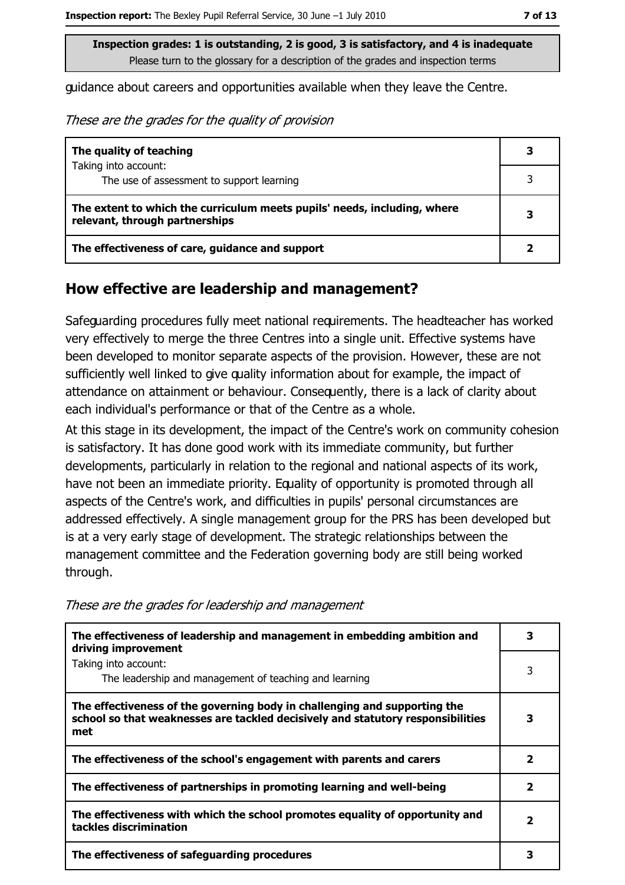Inspection grades: 1 is outstanding, 2 is good, 3 is satisfactory, and 4 is inadequate
Please turn to the glossary for a description of the grades and inspection terms

guidance about careers and opportunities available when they leave the Centre.

*These are the grades for the quality of provision*

| | |
|---|---|
| **The quality of teaching**<br>Taking into account:<br>The use of assessment to support learning | **3**<br>3 |
| **The extent to which the curriculum meets pupils' needs, including, where relevant, through partnerships** | **3** |
| **The effectiveness of care, guidance and support** | **2** |

## How effective are leadership and management?

Safeguarding procedures fully meet national requirements. The headteacher has worked very effectively to merge the three Centres into a single unit. Effective systems have been developed to monitor separate aspects of the provision. However, these are not sufficiently well linked to give quality information about for example, the impact of attendance on attainment or behaviour. Consequently, there is a lack of clarity about each individual's performance or that of the Centre as a whole.

At this stage in its development, the impact of the Centre's work on community cohesion is satisfactory. It has done good work with its immediate community, but further developments, particularly in relation to the regional and national aspects of its work, have not been an immediate priority. Equality of opportunity is promoted through all aspects of the Centre's work, and difficulties in pupils' personal circumstances are addressed effectively. A single management group for the PRS has been developed but is at a very early stage of development. The strategic relationships between the management committee and the Federation governing body are still being worked through.

*These are the grades for leadership and management*

| | |
|---|---|
| **The effectiveness of leadership and management in embedding ambition and driving improvement**<br>Taking into account:<br>The leadership and management of teaching and learning | **3**<br>3 |
| **The effectiveness of the governing body in challenging and supporting the school so that weaknesses are tackled decisively and statutory responsibilities met** | **3** |
| **The effectiveness of the school's engagement with parents and carers** | **2** |
| **The effectiveness of partnerships in promoting learning and well-being** | **2** |
| **The effectiveness with which the school promotes equality of opportunity and tackles discrimination** | **2** |
| **The effectiveness of safeguarding procedures** | **3** |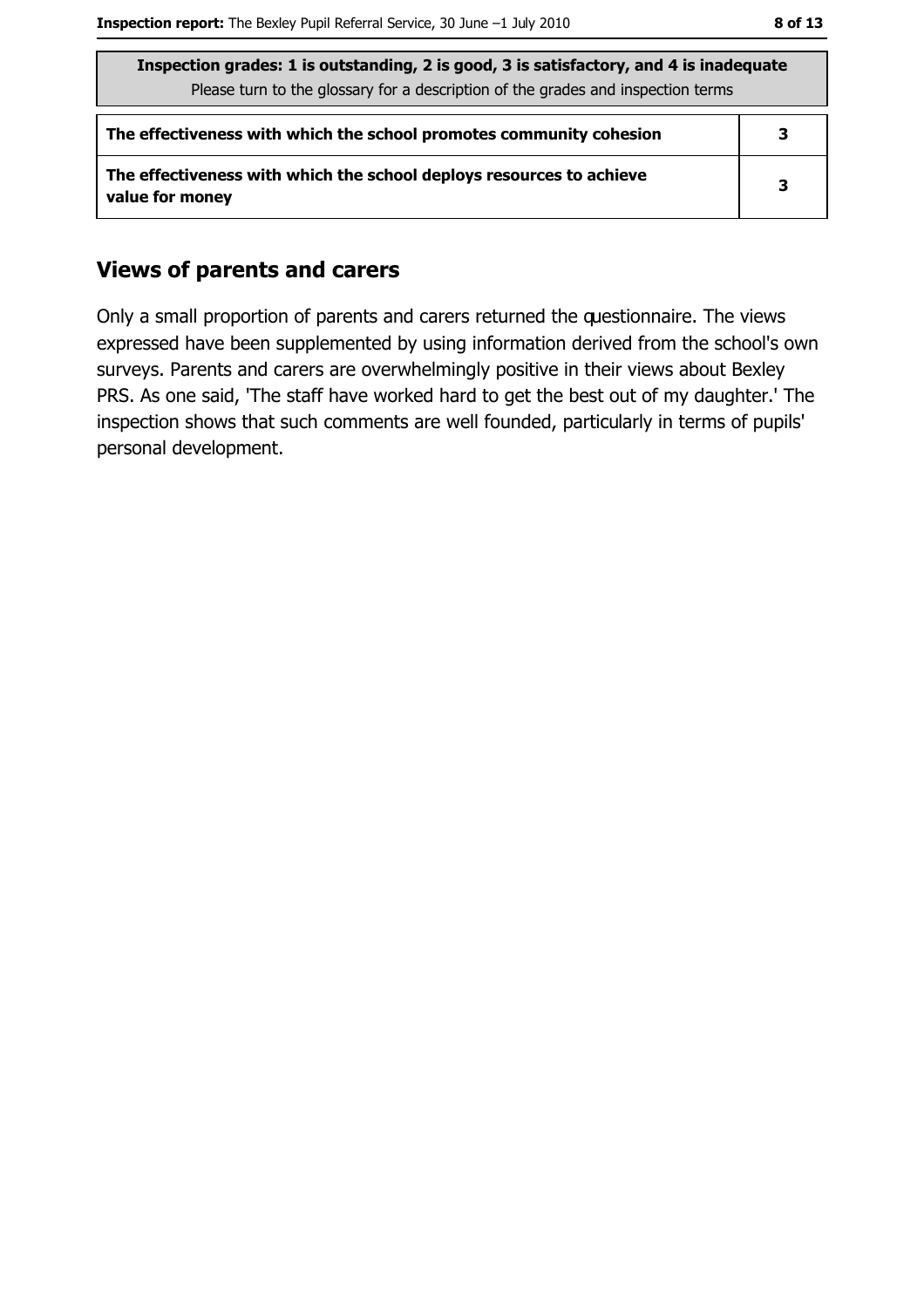| Inspection grades: 1 is outstanding, 2 is good, 3 is satisfactory, and 4 is inadequate<br>Please turn to the glossary for a description of the grades and inspection terms | |
|---|---|
| The effectiveness with which the school promotes community cohesion | 3 |
| The effectiveness with which the school deploys resources to achieve value for money | 3 |

## Views of parents and carers

Only a small proportion of parents and carers returned the questionnaire. The views expressed have been supplemented by using information derived from the school's own surveys. Parents and carers are overwhelmingly positive in their views about Bexley PRS. As one said, 'The staff have worked hard to get the best out of my daughter.' The inspection shows that such comments are well founded, particularly in terms of pupils' personal development.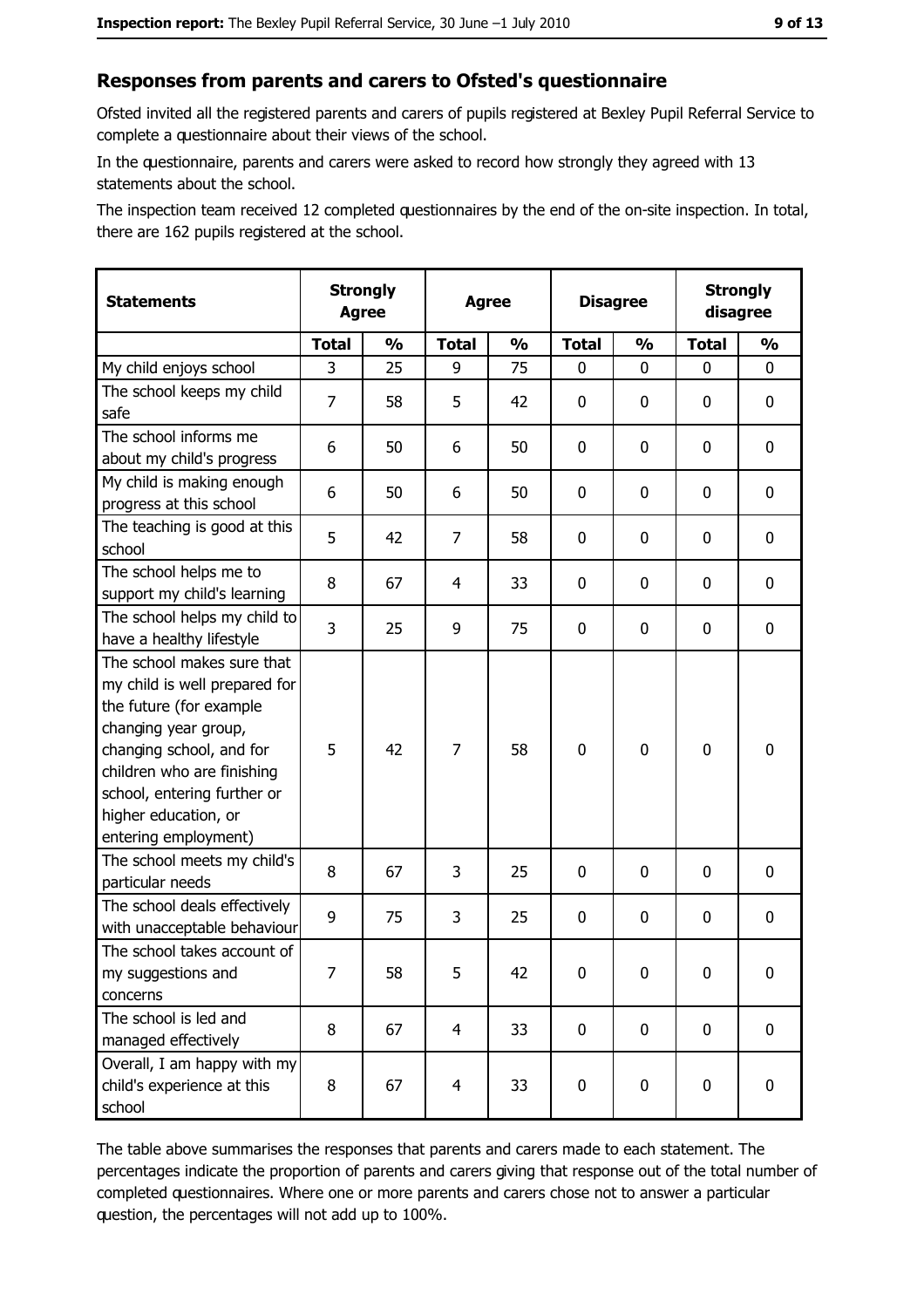## Responses from parents and carers to Ofsted's questionnaire

Ofsted invited all the registered parents and carers of pupils registered at Bexley Pupil Referral Service to complete a questionnaire about their views of the school.

In the questionnaire, parents and carers were asked to record how strongly they agreed with 13 statements about the school.

The inspection team received 12 completed questionnaires by the end of the on-site inspection. In total, there are 162 pupils registered at the school.

| Statements | Strongly Agree | | Agree | | Disagree | | Strongly disagree | |
|---|---|---|---|---|---|---|---|---|
| | Total | % | Total | % | Total | % | Total | % |
| My child enjoys school | 3 | 25 | 9 | 75 | 0 | 0 | 0 | 0 |
| The school keeps my child safe | 7 | 58 | 5 | 42 | 0 | 0 | 0 | 0 |
| The school informs me about my child's progress | 6 | 50 | 6 | 50 | 0 | 0 | 0 | 0 |
| My child is making enough progress at this school | 6 | 50 | 6 | 50 | 0 | 0 | 0 | 0 |
| The teaching is good at this school | 5 | 42 | 7 | 58 | 0 | 0 | 0 | 0 |
| The school helps me to support my child's learning | 8 | 67 | 4 | 33 | 0 | 0 | 0 | 0 |
| The school helps my child to have a healthy lifestyle | 3 | 25 | 9 | 75 | 0 | 0 | 0 | 0 |
| The school makes sure that my child is well prepared for the future (for example changing year group, changing school, and for children who are finishing school, entering further or higher education, or entering employment) | 5 | 42 | 7 | 58 | 0 | 0 | 0 | 0 |
| The school meets my child's particular needs | 8 | 67 | 3 | 25 | 0 | 0 | 0 | 0 |
| The school deals effectively with unacceptable behaviour | 9 | 75 | 3 | 25 | 0 | 0 | 0 | 0 |
| The school takes account of my suggestions and concerns | 7 | 58 | 5 | 42 | 0 | 0 | 0 | 0 |
| The school is led and managed effectively | 8 | 67 | 4 | 33 | 0 | 0 | 0 | 0 |
| Overall, I am happy with my child's experience at this school | 8 | 67 | 4 | 33 | 0 | 0 | 0 | 0 |

The table above summarises the responses that parents and carers made to each statement. The percentages indicate the proportion of parents and carers giving that response out of the total number of completed questionnaires. Where one or more parents and carers chose not to answer a particular question, the percentages will not add up to 100%.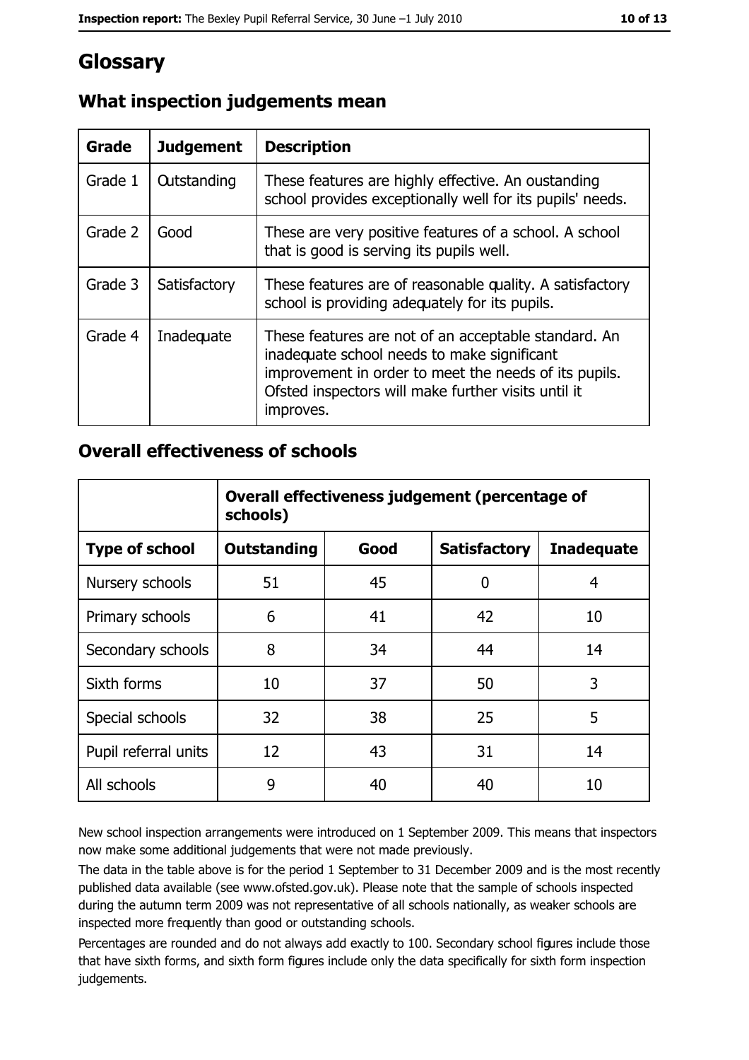# Glossary

## What inspection judgements mean

| Grade | Judgement | Description |
|---|---|---|
| Grade 1 | Outstanding | These features are highly effective. An oustanding school provides exceptionally well for its pupils' needs. |
| Grade 2 | Good | These are very positive features of a school. A school that is good is serving its pupils well. |
| Grade 3 | Satisfactory | These features are of reasonable quality. A satisfactory school is providing adequately for its pupils. |
| Grade 4 | Inadequate | These features are not of an acceptable standard. An inadequate school needs to make significant improvement in order to meet the needs of its pupils. Ofsted inspectors will make further visits until it improves. |

## Overall effectiveness of schools

| | Overall effectiveness judgement (percentage of schools) | | | |
|---|---|---|---|---|
| **Type of school** | **Outstanding** | **Good** | **Satisfactory** | **Inadequate** |
| Nursery schools | 51 | 45 | 0 | 4 |
| Primary schools | 6 | 41 | 42 | 10 |
| Secondary schools | 8 | 34 | 44 | 14 |
| Sixth forms | 10 | 37 | 50 | 3 |
| Special schools | 32 | 38 | 25 | 5 |
| Pupil referral units | 12 | 43 | 31 | 14 |
| All schools | 9 | 40 | 40 | 10 |

New school inspection arrangements were introduced on 1 September 2009. This means that inspectors now make some additional judgements that were not made previously.

The data in the table above is for the period 1 September to 31 December 2009 and is the most recently published data available (see www.ofsted.gov.uk). Please note that the sample of schools inspected during the autumn term 2009 was not representative of all schools nationally, as weaker schools are inspected more frequently than good or outstanding schools.

Percentages are rounded and do not always add exactly to 100. Secondary school figures include those that have sixth forms, and sixth form figures include only the data specifically for sixth form inspection judgements.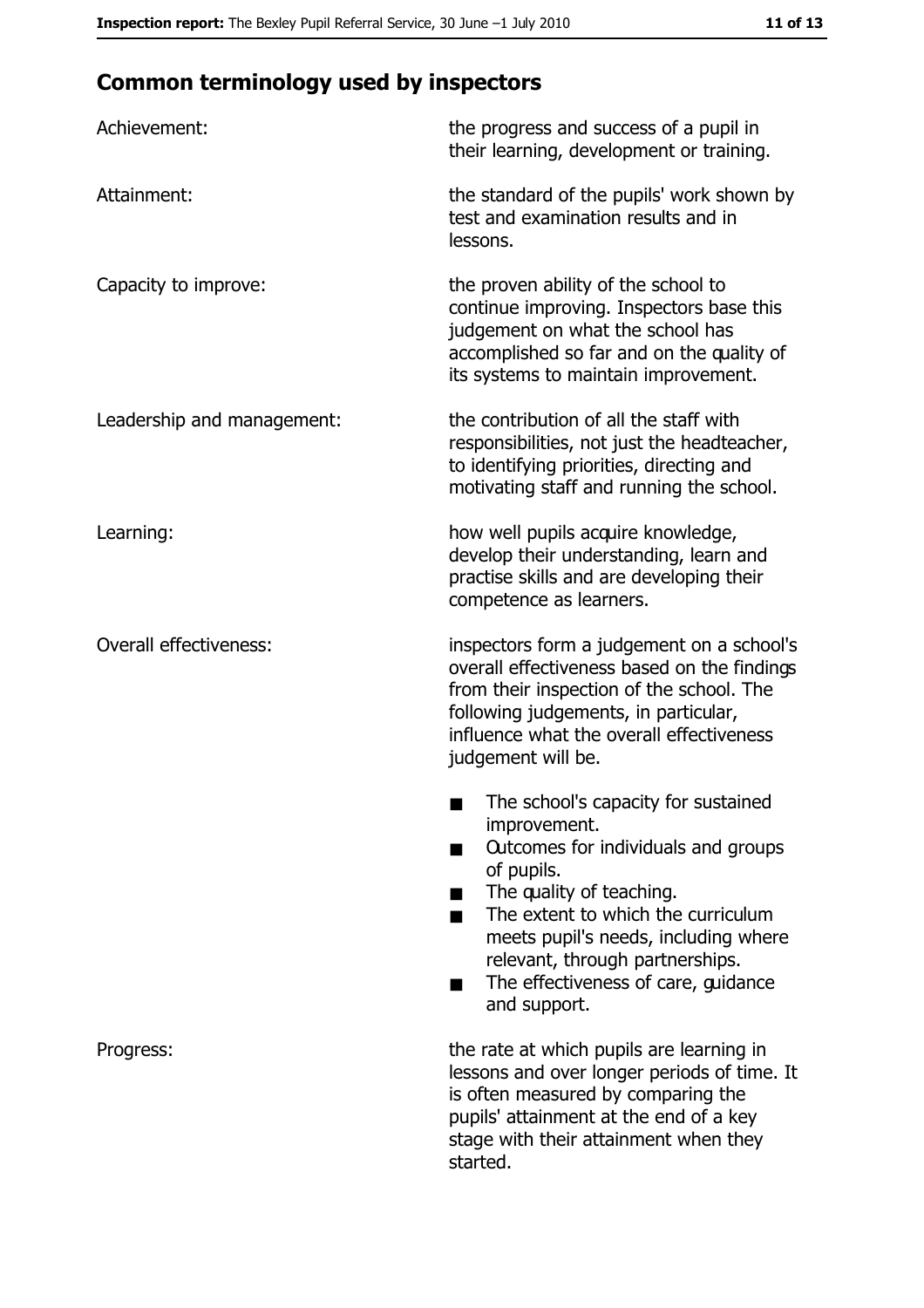## Common terminology used by inspectors

**Achievement:** the progress and success of a pupil in their learning, development or training.

**Attainment:** the standard of the pupils' work shown by test and examination results and in lessons.

**Capacity to improve:** the proven ability of the school to continue improving. Inspectors base this judgement on what the school has accomplished so far and on the quality of its systems to maintain improvement.

**Leadership and management:** the contribution of all the staff with responsibilities, not just the headteacher, to identifying priorities, directing and motivating staff and running the school.

**Learning:** how well pupils acquire knowledge, develop their understanding, learn and practise skills and are developing their competence as learners.

**Overall effectiveness:** inspectors form a judgement on a school's overall effectiveness based on the findings from their inspection of the school. The following judgements, in particular, influence what the overall effectiveness judgement will be.

- The school's capacity for sustained improvement.
- Outcomes for individuals and groups of pupils.
- The quality of teaching.
- The extent to which the curriculum meets pupil's needs, including where relevant, through partnerships.
- The effectiveness of care, guidance and support.

**Progress:** the rate at which pupils are learning in lessons and over longer periods of time. It is often measured by comparing the pupils' attainment at the end of a key stage with their attainment when they started.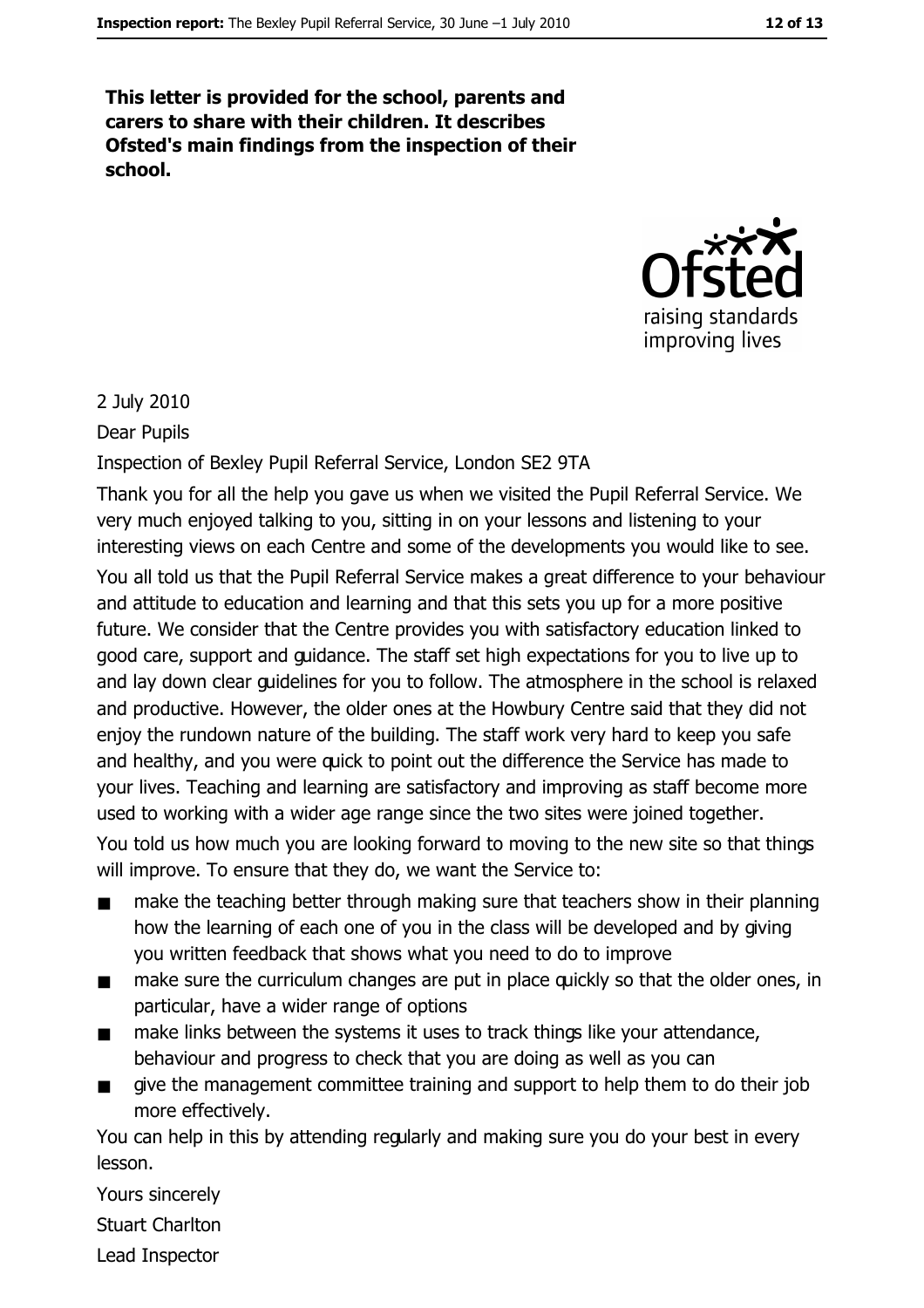**This letter is provided for the school, parents and carers to share with their children. It describes Ofsted's main findings from the inspection of their school.**

2 July 2010

Dear Pupils

Inspection of Bexley Pupil Referral Service, London SE2 9TA

Thank you for all the help you gave us when we visited the Pupil Referral Service. We very much enjoyed talking to you, sitting in on your lessons and listening to your interesting views on each Centre and some of the developments you would like to see.

You all told us that the Pupil Referral Service makes a great difference to your behaviour and attitude to education and learning and that this sets you up for a more positive future. We consider that the Centre provides you with satisfactory education linked to good care, support and guidance. The staff set high expectations for you to live up to and lay down clear guidelines for you to follow. The atmosphere in the school is relaxed and productive. However, the older ones at the Howbury Centre said that they did not enjoy the rundown nature of the building. The staff work very hard to keep you safe and healthy, and you were quick to point out the difference the Service has made to your lives. Teaching and learning are satisfactory and improving as staff become more used to working with a wider age range since the two sites were joined together.

You told us how much you are looking forward to moving to the new site so that things will improve. To ensure that they do, we want the Service to:

- make the teaching better through making sure that teachers show in their planning how the learning of each one of you in the class will be developed and by giving you written feedback that shows what you need to do to improve
- make sure the curriculum changes are put in place quickly so that the older ones, in particular, have a wider range of options
- make links between the systems it uses to track things like your attendance, behaviour and progress to check that you are doing as well as you can
- give the management committee training and support to help them to do their job more effectively.

You can help in this by attending regularly and making sure you do your best in every lesson.

Yours sincerely

Stuart Charlton

Lead Inspector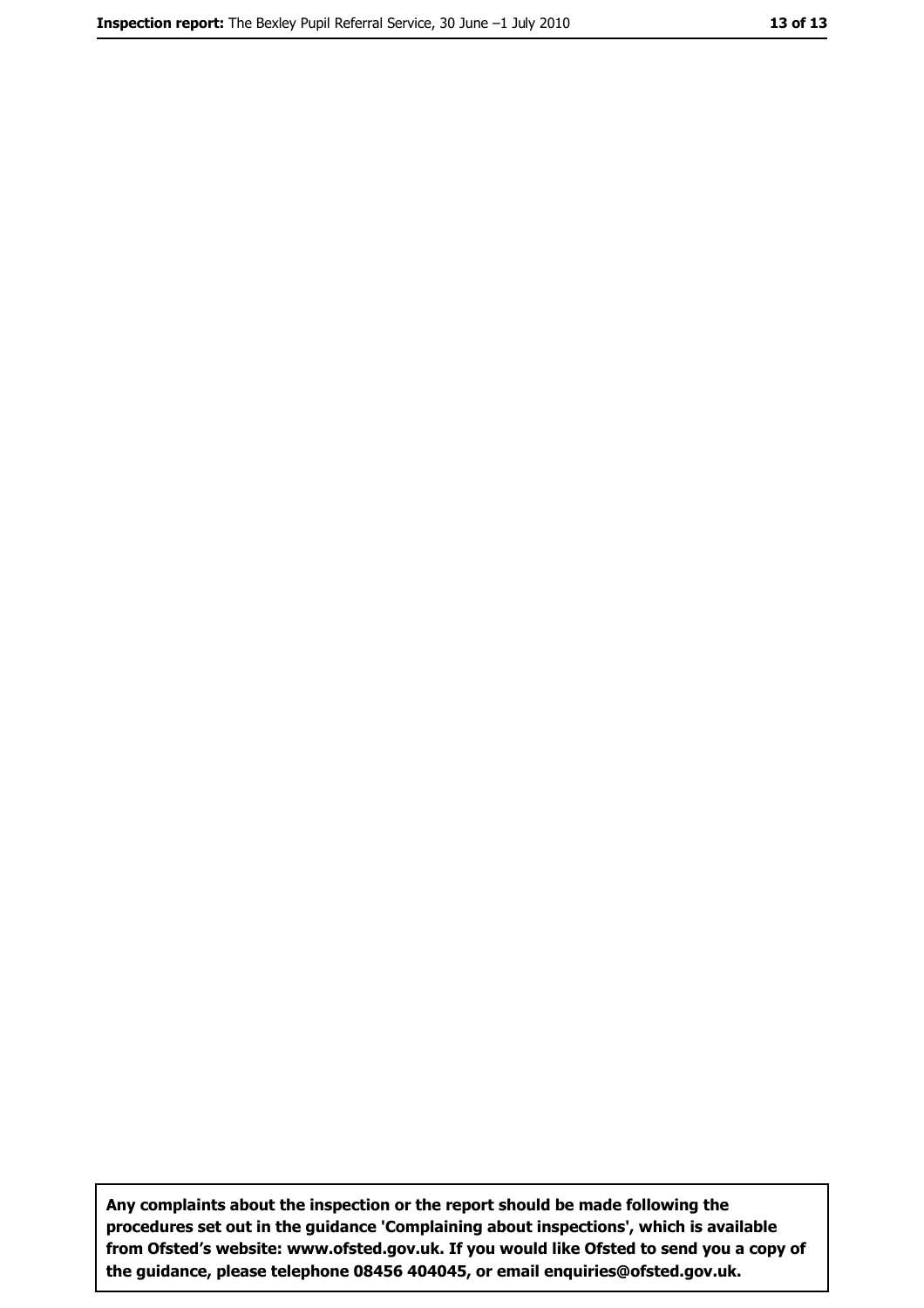**Any complaints about the inspection or the report should be made following the procedures set out in the guidance 'Complaining about inspections', which is available from Ofsted's website: www.ofsted.gov.uk. If you would like Ofsted to send you a copy of the guidance, please telephone 08456 404045, or email enquiries@ofsted.gov.uk.**